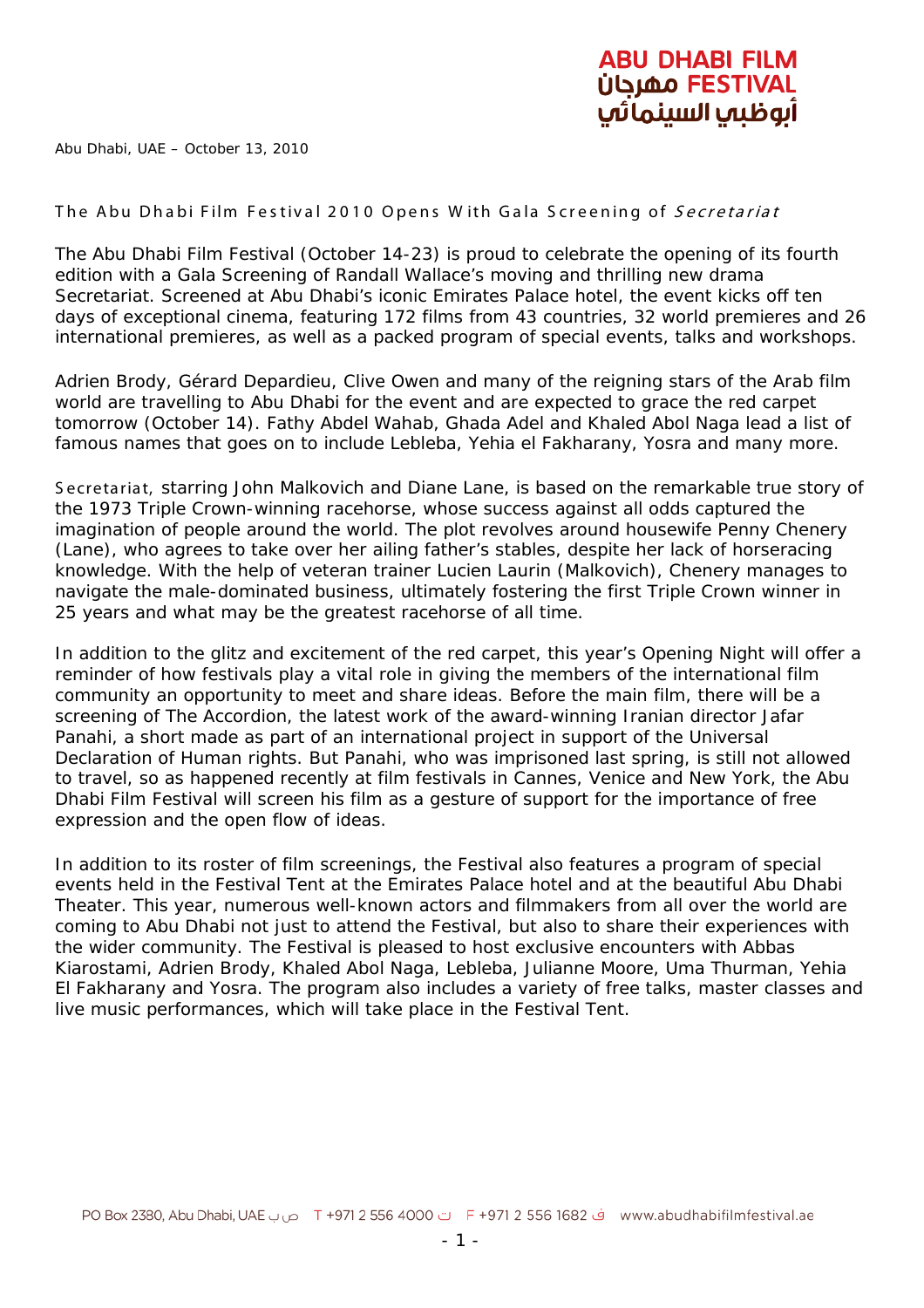ABU DHABI FILM FESTIVAL مهرجان أبوظبي السينمائي

Abu Dhabi, UAE – October 13, 2010

## The Abu Dhabi Film Festival 2010 Opens With Gala Screening of *Secretariat*

The Abu Dhabi Film Festival (October 14-23) is proud to celebrate the opening of its fourth edition with a Gala Screening of Randall Wallace's moving and thrilling new drama Secretariat. Screened at Abu Dhabi's iconic Emirates Palace hotel, the event kicks off ten days of exceptional cinema, featuring 172 films from 43 countries, 32 world premieres and 26 international premieres, as well as a packed program of special events, talks and workshops.

Adrien Brody, Gérard Depardieu, Clive Owen and many of the reigning stars of the Arab film world are travelling to Abu Dhabi for the event and are expected to grace the red carpet tomorrow (October 14). Fathy Abdel Wahab, Ghada Adel and Khaled Abol Naga lead a list of famous names that goes on to include Lebleba, Yehia el Fakharany, Yosra and many more.

Secretariat, starring John Malkovich and Diane Lane, is based on the remarkable true story of the 1973 Triple Crown-winning racehorse, whose success against all odds captured the imagination of people around the world. The plot revolves around housewife Penny Chenery (Lane), who agrees to take over her ailing father's stables, despite her lack of horseracing knowledge. With the help of veteran trainer Lucien Laurin (Malkovich), Chenery manages to navigate the male-dominated business, ultimately fostering the first Triple Crown winner in 25 years and what may be the greatest racehorse of all time.

In addition to the glitz and excitement of the red carpet, this year's Opening Night will offer a reminder of how festivals play a vital role in giving the members of the international film community an opportunity to meet and share ideas. Before the main film, there will be a screening of The Accordion, the latest work of the award-winning Iranian director Jafar Panahi, a short made as part of an international project in support of the Universal Declaration of Human rights. But Panahi, who was imprisoned last spring, is still not allowed to travel, so as happened recently at film festivals in Cannes, Venice and New York, the Abu Dhabi Film Festival will screen his film as a gesture of support for the importance of free expression and the open flow of ideas.

In addition to its roster of film screenings, the Festival also features a program of special events held in the Festival Tent at the Emirates Palace hotel and at the beautiful Abu Dhabi Theater. This year, numerous well-known actors and filmmakers from all over the world are coming to Abu Dhabi not just to attend the Festival, but also to share their experiences with the wider community. The Festival is pleased to host exclusive encounters with Abbas Kiarostami, Adrien Brody, Khaled Abol Naga, Lebleba, Julianne Moore, Uma Thurman, Yehia El Fakharany and Yosra. The program also includes a variety of free talks, master classes and live music performances, which will take place in the Festival Tent.

PO Box 2380, Abu Dhabi, UAE ص ب T +971 2 556 4000 ت F +971 2 556 1682 ف www.abudhabifilmfestival.ae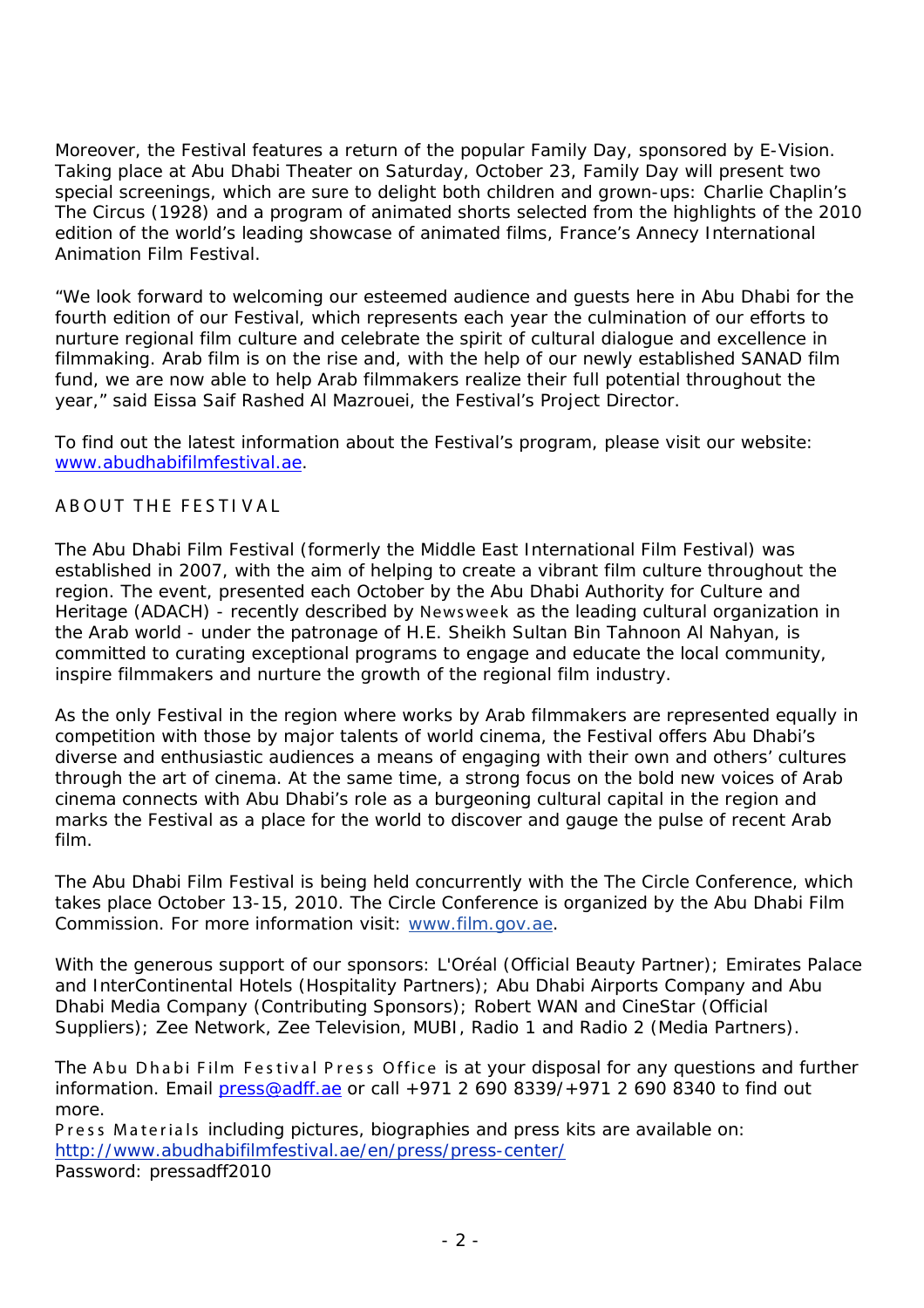Moreover, the Festival features a return of the popular Family Day, sponsored by E-Vision. Taking place at Abu Dhabi Theater on Saturday, October 23, Family Day will present two special screenings, which are sure to delight both children and grown-ups: Charlie Chaplin's *The Circus* (1928) and a program of animated shorts selected from the highlights of the 2010 edition of the world's leading showcase of animated films, France's Annecy International Animation Film Festival.

"We look forward to welcoming our esteemed audience and guests here in Abu Dhabi for the fourth edition of our Festival, which represents each year the culmination of our efforts to nurture regional film culture and celebrate the spirit of cultural dialogue and excellence in filmmaking. Arab film is on the rise and, with the help of our newly established SANAD film fund, we are now able to help Arab filmmakers realize their full potential throughout the year," said Eissa Saif Rashed Al Mazrouei, the Festival's Project Director.

To find out the latest information about the Festival's program, please visit our website: www.abudhabifilmfestival.ae.

## ABOUT THE FESTIVAL

The Abu Dhabi Film Festival (formerly the Middle East International Film Festival) was established in 2007, with the aim of helping to create a vibrant film culture throughout the region. The event, presented each October by the Abu Dhabi Authority for Culture and Heritage (ADACH) - recently described by *Newsweek* as the leading cultural organization in the Arab world - under the patronage of H.E. Sheikh Sultan Bin Tahnoon Al Nahyan, is committed to curating exceptional programs to engage and educate the local community, inspire filmmakers and nurture the growth of the regional film industry.

As the only Festival in the region where works by Arab filmmakers are represented equally in competition with those by major talents of world cinema, the Festival offers Abu Dhabi's diverse and enthusiastic audiences a means of engaging with their own and others' cultures through the art of cinema. At the same time, a strong focus on the bold new voices of Arab cinema connects with Abu Dhabi's role as a burgeoning cultural capital in the region and marks the Festival as a place for the world to discover and gauge the pulse of recent Arab film.

The Abu Dhabi Film Festival is being held concurrently with the The Circle Conference, which takes place October 13-15, 2010. The Circle Conference is organized by the Abu Dhabi Film Commission. For more information visit: www.film.gov.ae.

With the generous support of our sponsors: L'Oréal (Official Beauty Partner); Emirates Palace and InterContinental Hotels (Hospitality Partners); Abu Dhabi Airports Company and Abu Dhabi Media Company (Contributing Sponsors); Robert WAN and CineStar (Official Suppliers); Zee Network, Zee Television, MUBI, Radio 1 and Radio 2 (Media Partners).

The Abu Dhabi Film Festival Press Office is at your disposal for any questions and further information. Email press@adff.ae or call +971 2 690 8339/+971 2 690 8340 to find out more.
Press Materials including pictures, biographies and press kits are available on: http://www.abudhabifilmfestival.ae/en/press/press-center/
Password: pressadff2010